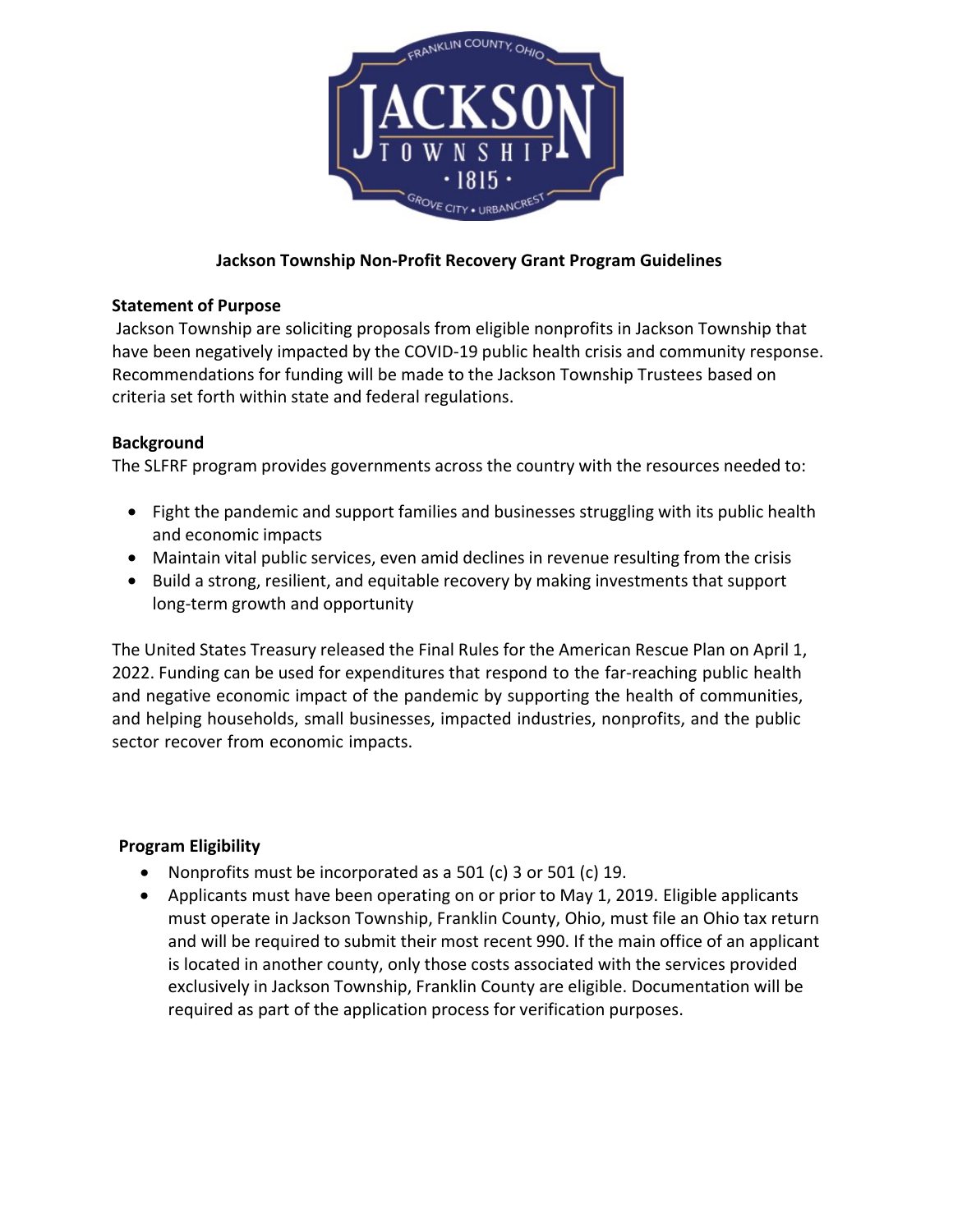# Jackson Township Non-Profit Recovery Grant Program Guidelines

## Statement of Purpose

Jackson Township are soliciting proposals from eligible nonprofits in Jackson Township that have been negatively impacted by the COVID-19 public health crisis and community response. Recommendations for funding will be made to the Jackson Township Trustees based on criteria set forth within state and federal regulations.

## Background

The SLFRF program provides governments across the country with the resources needed to:

- Fight the pandemic and support families and businesses struggling with its public health and economic impacts
- Maintain vital public services, even amid declines in revenue resulting from the crisis
- Build a strong, resilient, and equitable recovery by making investments that support long-term growth and opportunity

The United States Treasury released the Final Rules for the American Rescue Plan on April 1, 2022. Funding can be used for expenditures that respond to the far-reaching public health and negative economic impact of the pandemic by supporting the health of communities, and helping households, small businesses, impacted industries, nonprofits, and the public sector recover from economic impacts.

## Program Eligibility

- Nonprofits must be incorporated as a 501 (c) 3 or 501 (c) 19.
- Applicants must have been operating on or prior to May 1, 2019. Eligible applicants must operate in Jackson Township, Franklin County, Ohio, must file an Ohio tax return and will be required to submit their most recent 990. If the main office of an applicant is located in another county, only those costs associated with the services provided exclusively in Jackson Township, Franklin County are eligible. Documentation will be required as part of the application process for verification purposes.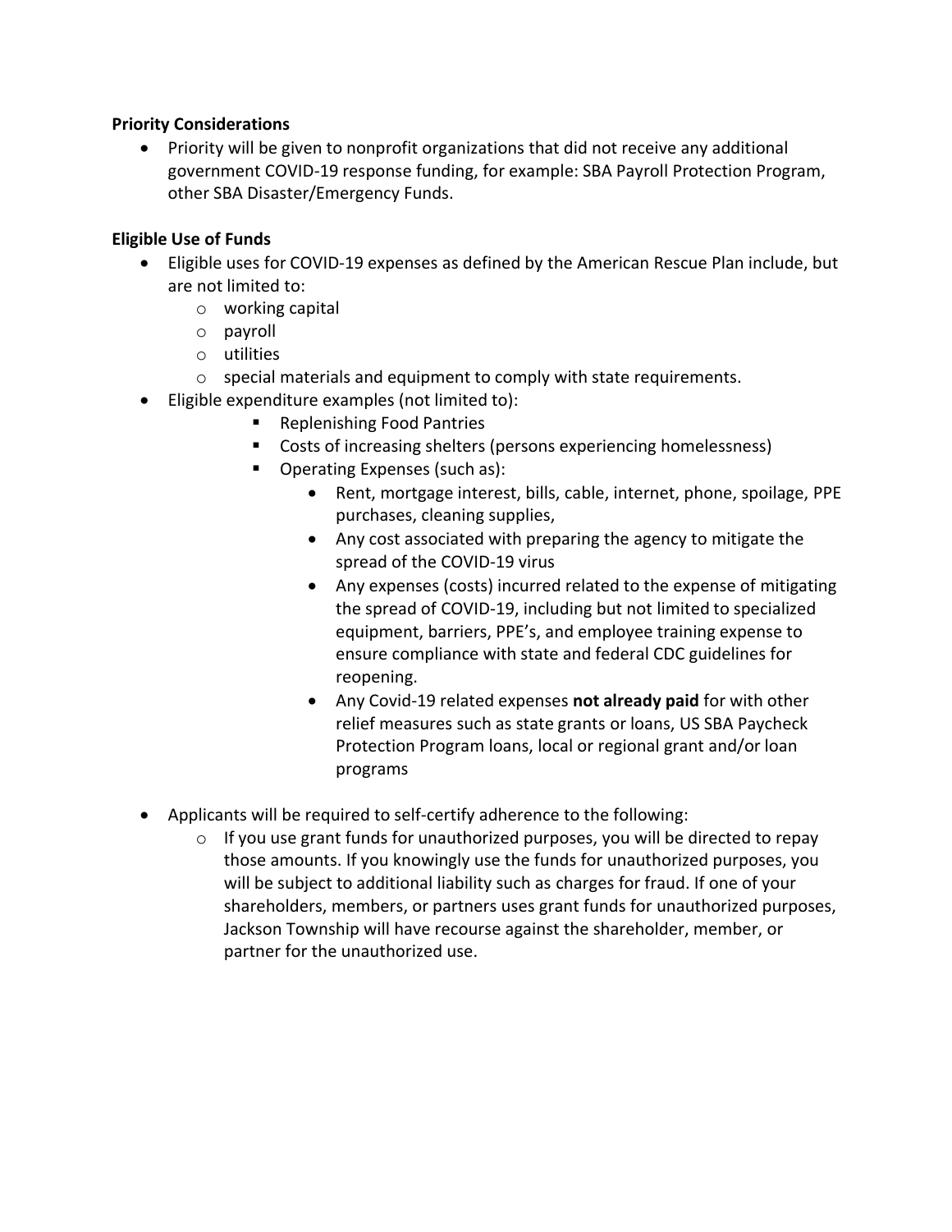**Priority Considerations**

- Priority will be given to nonprofit organizations that did not receive any additional government COVID-19 response funding, for example: SBA Payroll Protection Program, other SBA Disaster/Emergency Funds.

**Eligible Use of Funds**

- Eligible uses for COVID-19 expenses as defined by the American Rescue Plan include, but are not limited to:
  - working capital
  - payroll
  - utilities
  - special materials and equipment to comply with state requirements.
- Eligible expenditure examples (not limited to):
  - Replenishing Food Pantries
  - Costs of increasing shelters (persons experiencing homelessness)
  - Operating Expenses (such as):
    - Rent, mortgage interest, bills, cable, internet, phone, spoilage, PPE purchases, cleaning supplies,
    - Any cost associated with preparing the agency to mitigate the spread of the COVID-19 virus
    - Any expenses (costs) incurred related to the expense of mitigating the spread of COVID-19, including but not limited to specialized equipment, barriers, PPE's, and employee training expense to ensure compliance with state and federal CDC guidelines for reopening.
    - Any Covid-19 related expenses **not already paid** for with other relief measures such as state grants or loans, US SBA Paycheck Protection Program loans, local or regional grant and/or loan programs

- Applicants will be required to self-certify adherence to the following:
  - If you use grant funds for unauthorized purposes, you will be directed to repay those amounts. If you knowingly use the funds for unauthorized purposes, you will be subject to additional liability such as charges for fraud. If one of your shareholders, members, or partners uses grant funds for unauthorized purposes, Jackson Township will have recourse against the shareholder, member, or partner for the unauthorized use.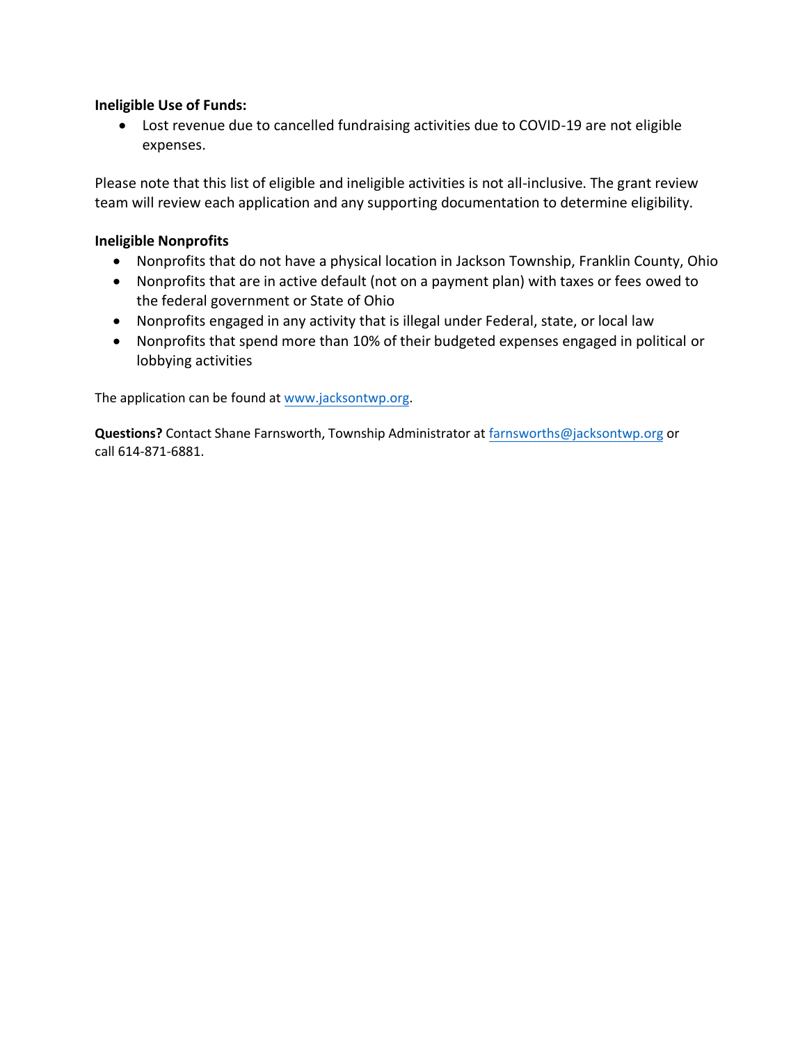**Ineligible Use of Funds:**

- Lost revenue due to cancelled fundraising activities due to COVID-19 are not eligible expenses.

Please note that this list of eligible and ineligible activities is not all-inclusive. The grant review team will review each application and any supporting documentation to determine eligibility.

**Ineligible Nonprofits**

- Nonprofits that do not have a physical location in Jackson Township, Franklin County, Ohio
- Nonprofits that are in active default (not on a payment plan) with taxes or fees owed to the federal government or State of Ohio
- Nonprofits engaged in any activity that is illegal under Federal, state, or local law
- Nonprofits that spend more than 10% of their budgeted expenses engaged in political or lobbying activities

The application can be found at www.jacksontwp.org.

**Questions?** Contact Shane Farnsworth, Township Administrator at farnsworths@jacksontwp.org or call 614-871-6881.